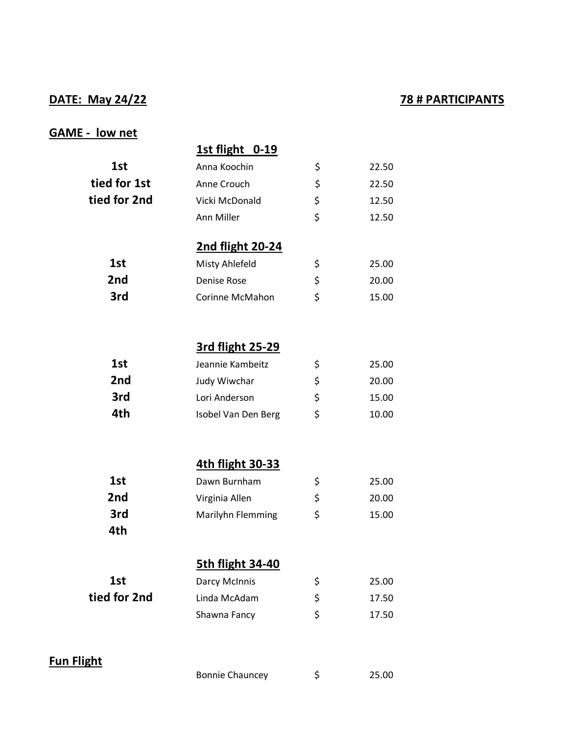**DATE: May 24/22** **78 # PARTICIPANTS**

**GAME - low net**

| | **1st flight 0-19** | | |
|---|---|---|---|
| **1st** | Anna Koochin | $ | 22.50 |
| **tied for 1st** | Anne Crouch | $ | 22.50 |
| **tied for 2nd** | Vicki McDonald | $ | 12.50 |
| | Ann Miller | $ | 12.50 |
| | **2nd flight 20-24** | | |
| **1st** | Misty Ahlefeld | $ | 25.00 |
| **2nd** | Denise Rose | $ | 20.00 |
| **3rd** | Corinne McMahon | $ | 15.00 |
| | **3rd flight 25-29** | | |
| **1st** | Jeannie Kambeitz | $ | 25.00 |
| **2nd** | Judy Wiwchar | $ | 20.00 |
| **3rd** | Lori Anderson | $ | 15.00 |
| **4th** | Isobel Van Den Berg | $ | 10.00 |
| | **4th flight 30-33** | | |
| **1st** | Dawn Burnham | $ | 25.00 |
| **2nd** | Virginia Allen | $ | 20.00 |
| **3rd** | Marilyhn Flemming | $ | 15.00 |
| **4th** | | | |
| | **5th flight 34-40** | | |
| **1st** | Darcy McInnis | $ | 25.00 |
| **tied for 2nd** | Linda McAdam | $ | 17.50 |
| | Shawna Fancy | $ | 17.50 |

**Fun Flight**

| | | | |
|---|---|---|---|
| | Bonnie Chauncey | $ | 25.00 |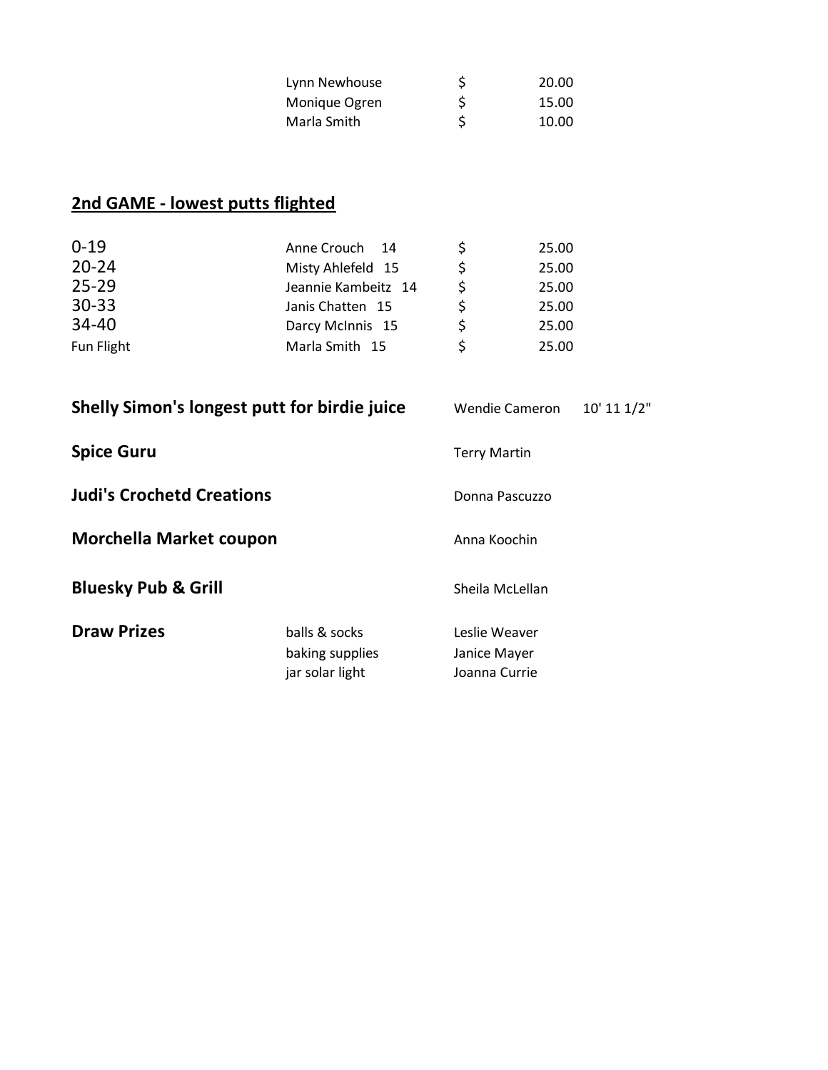| | | |
|---|---|---|
| Lynn Newhouse | $ | 20.00 |
| Monique Ogren | $ | 15.00 |
| Marla Smith | $ | 10.00 |

## 2nd GAME - lowest putts flighted

| | | | |
|---|---|---|---|
| 0-19 | Anne Crouch 14 | $ | 25.00 |
| 20-24 | Misty Ahlefeld 15 | $ | 25.00 |
| 25-29 | Jeannie Kambeitz 14 | $ | 25.00 |
| 30-33 | Janis Chatten 15 | $ | 25.00 |
| 34-40 | Darcy McInnis 15 | $ | 25.00 |
| Fun Flight | Marla Smith 15 | $ | 25.00 |

| | | | |
|---|---|---|---|
| **Shelly Simon's longest putt for birdie juice** | | Wendie Cameron | 10' 11 1/2" |
| **Spice Guru** | | Terry Martin | |
| **Judi's Crochetd Creations** | | Donna Pascuzzo | |
| **Morchella Market coupon** | | Anna Koochin | |
| **Bluesky Pub & Grill** | | Sheila McLellan | |
| **Draw Prizes** | balls & socks | Leslie Weaver | |
| | baking supplies | Janice Mayer | |
| | jar solar light | Joanna Currie | |